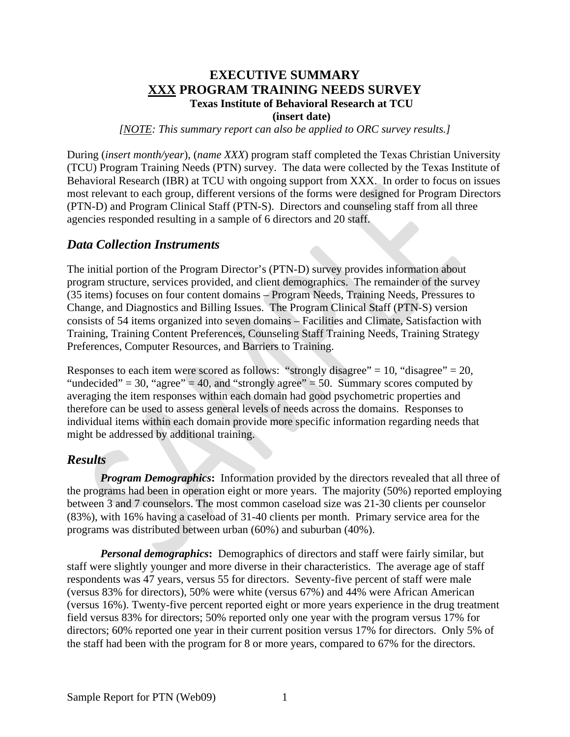# EXECUTIVE SUMMARY
# XXX PROGRAM TRAINING NEEDS SURVEY

**Texas Institute of Behavioral Research at TCU**

**(insert date)**

*[NOTE: This summary report can also be applied to ORC survey results.]*

During (*insert month/year*), (*name XXX*) program staff completed the Texas Christian University (TCU) Program Training Needs (PTN) survey. The data were collected by the Texas Institute of Behavioral Research (IBR) at TCU with ongoing support from XXX. In order to focus on issues most relevant to each group, different versions of the forms were designed for Program Directors (PTN-D) and Program Clinical Staff (PTN-S). Directors and counseling staff from all three agencies responded resulting in a sample of 6 directors and 20 staff.

## *Data Collection Instruments*

The initial portion of the Program Director's (PTN-D) survey provides information about program structure, services provided, and client demographics. The remainder of the survey (35 items) focuses on four content domains – Program Needs, Training Needs, Pressures to Change, and Diagnostics and Billing Issues. The Program Clinical Staff (PTN-S) version consists of 54 items organized into seven domains – Facilities and Climate, Satisfaction with Training, Training Content Preferences, Counseling Staff Training Needs, Training Strategy Preferences, Computer Resources, and Barriers to Training.

Responses to each item were scored as follows: "strongly disagree" = 10, "disagree" = 20, "undecided" = 30, "agree" = 40, and "strongly agree" = 50. Summary scores computed by averaging the item responses within each domain had good psychometric properties and therefore can be used to assess general levels of needs across the domains. Responses to individual items within each domain provide more specific information regarding needs that might be addressed by additional training.

## *Results*

***Program Demographics*:** Information provided by the directors revealed that all three of the programs had been in operation eight or more years. The majority (50%) reported employing between 3 and 7 counselors. The most common caseload size was 21-30 clients per counselor (83%), with 16% having a caseload of 31-40 clients per month. Primary service area for the programs was distributed between urban (60%) and suburban (40%).

***Personal demographics*:** Demographics of directors and staff were fairly similar, but staff were slightly younger and more diverse in their characteristics. The average age of staff respondents was 47 years, versus 55 for directors. Seventy-five percent of staff were male (versus 83% for directors), 50% were white (versus 67%) and 44% were African American (versus 16%). Twenty-five percent reported eight or more years experience in the drug treatment field versus 83% for directors; 50% reported only one year with the program versus 17% for directors; 60% reported one year in their current position versus 17% for directors. Only 5% of the staff had been with the program for 8 or more years, compared to 67% for the directors.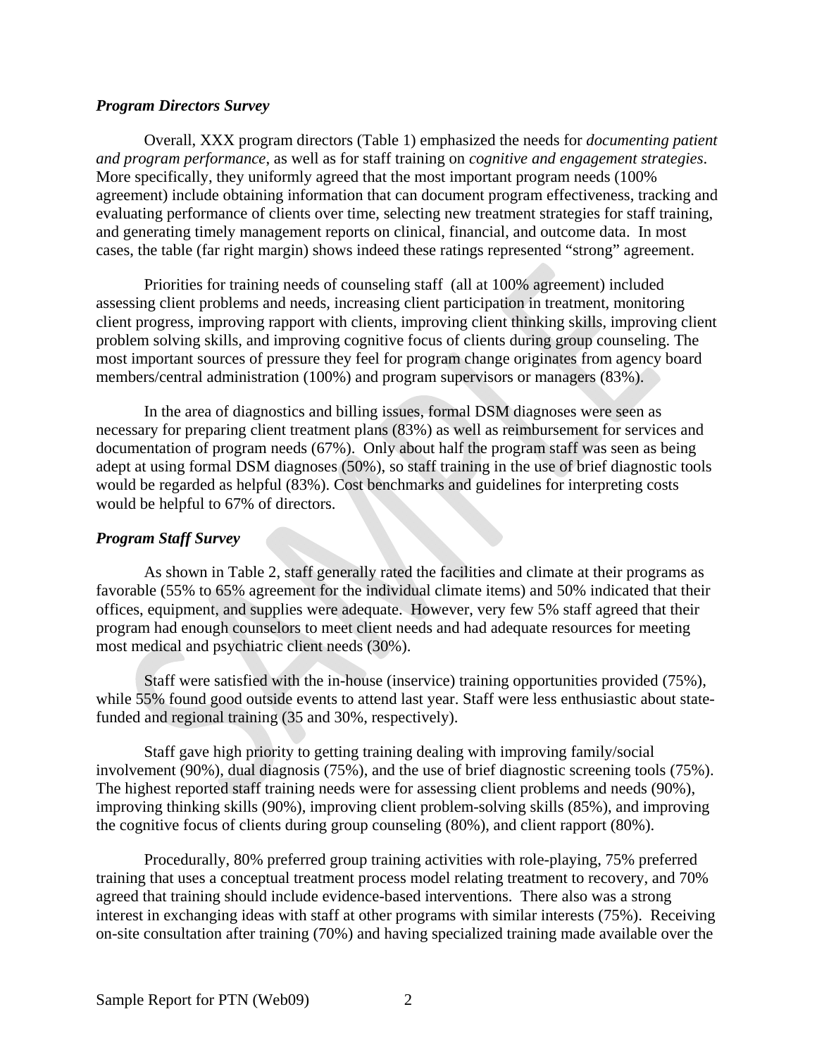### *Program Directors Survey*

Overall, XXX program directors (Table 1) emphasized the needs for *documenting patient and program performance*, as well as for staff training on *cognitive and engagement strategies*. More specifically, they uniformly agreed that the most important program needs (100% agreement) include obtaining information that can document program effectiveness, tracking and evaluating performance of clients over time, selecting new treatment strategies for staff training, and generating timely management reports on clinical, financial, and outcome data. In most cases, the table (far right margin) shows indeed these ratings represented "strong" agreement.

Priorities for training needs of counseling staff (all at 100% agreement) included assessing client problems and needs, increasing client participation in treatment, monitoring client progress, improving rapport with clients, improving client thinking skills, improving client problem solving skills, and improving cognitive focus of clients during group counseling. The most important sources of pressure they feel for program change originates from agency board members/central administration (100%) and program supervisors or managers (83%).

In the area of diagnostics and billing issues, formal DSM diagnoses were seen as necessary for preparing client treatment plans (83%) as well as reimbursement for services and documentation of program needs (67%). Only about half the program staff was seen as being adept at using formal DSM diagnoses (50%), so staff training in the use of brief diagnostic tools would be regarded as helpful (83%). Cost benchmarks and guidelines for interpreting costs would be helpful to 67% of directors.

### *Program Staff Survey*

As shown in Table 2, staff generally rated the facilities and climate at their programs as favorable (55% to 65% agreement for the individual climate items) and 50% indicated that their offices, equipment, and supplies were adequate. However, very few 5% staff agreed that their program had enough counselors to meet client needs and had adequate resources for meeting most medical and psychiatric client needs (30%).

Staff were satisfied with the in-house (inservice) training opportunities provided (75%), while 55% found good outside events to attend last year. Staff were less enthusiastic about state-funded and regional training (35 and 30%, respectively).

Staff gave high priority to getting training dealing with improving family/social involvement (90%), dual diagnosis (75%), and the use of brief diagnostic screening tools (75%). The highest reported staff training needs were for assessing client problems and needs (90%), improving thinking skills (90%), improving client problem-solving skills (85%), and improving the cognitive focus of clients during group counseling (80%), and client rapport (80%).

Procedurally, 80% preferred group training activities with role-playing, 75% preferred training that uses a conceptual treatment process model relating treatment to recovery, and 70% agreed that training should include evidence-based interventions. There also was a strong interest in exchanging ideas with staff at other programs with similar interests (75%). Receiving on-site consultation after training (70%) and having specialized training made available over the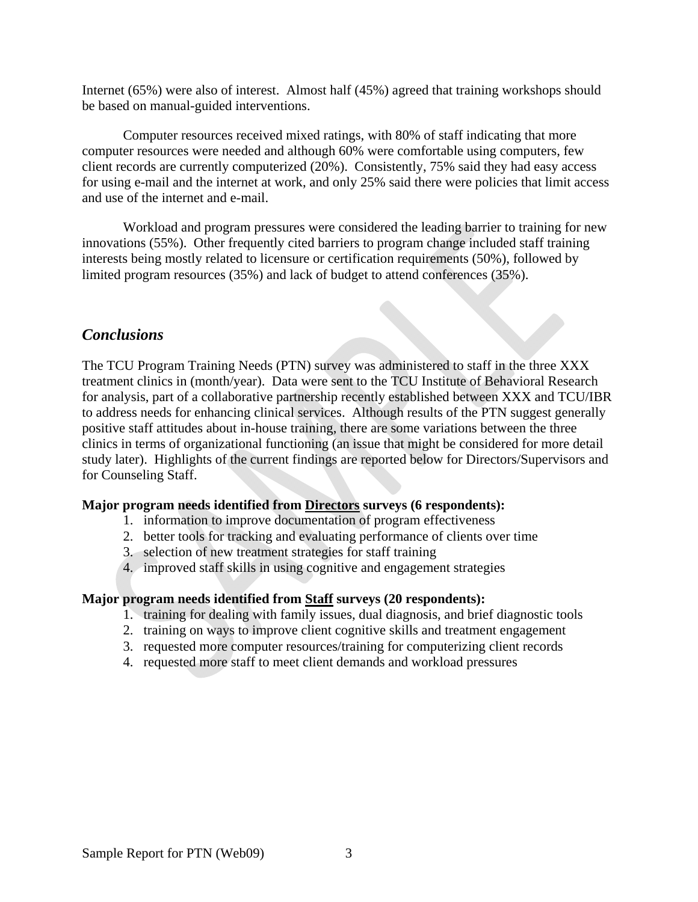Internet (65%) were also of interest. Almost half (45%) agreed that training workshops should be based on manual-guided interventions.

Computer resources received mixed ratings, with 80% of staff indicating that more computer resources were needed and although 60% were comfortable using computers, few client records are currently computerized (20%). Consistently, 75% said they had easy access for using e-mail and the internet at work, and only 25% said there were policies that limit access and use of the internet and e-mail.

Workload and program pressures were considered the leading barrier to training for new innovations (55%). Other frequently cited barriers to program change included staff training interests being mostly related to licensure or certification requirements (50%), followed by limited program resources (35%) and lack of budget to attend conferences (35%).

## *Conclusions*

The TCU Program Training Needs (PTN) survey was administered to staff in the three XXX treatment clinics in (month/year). Data were sent to the TCU Institute of Behavioral Research for analysis, part of a collaborative partnership recently established between XXX and TCU/IBR to address needs for enhancing clinical services. Although results of the PTN suggest generally positive staff attitudes about in-house training, there are some variations between the three clinics in terms of organizational functioning (an issue that might be considered for more detail study later). Highlights of the current findings are reported below for Directors/Supervisors and for Counseling Staff.

**Major program needs identified from <u>Directors</u> surveys (6 respondents):**

1. information to improve documentation of program effectiveness
2. better tools for tracking and evaluating performance of clients over time
3. selection of new treatment strategies for staff training
4. improved staff skills in using cognitive and engagement strategies

**Major program needs identified from <u>Staff</u> surveys (20 respondents):**

1. training for dealing with family issues, dual diagnosis, and brief diagnostic tools
2. training on ways to improve client cognitive skills and treatment engagement
3. requested more computer resources/training for computerizing client records
4. requested more staff to meet client demands and workload pressures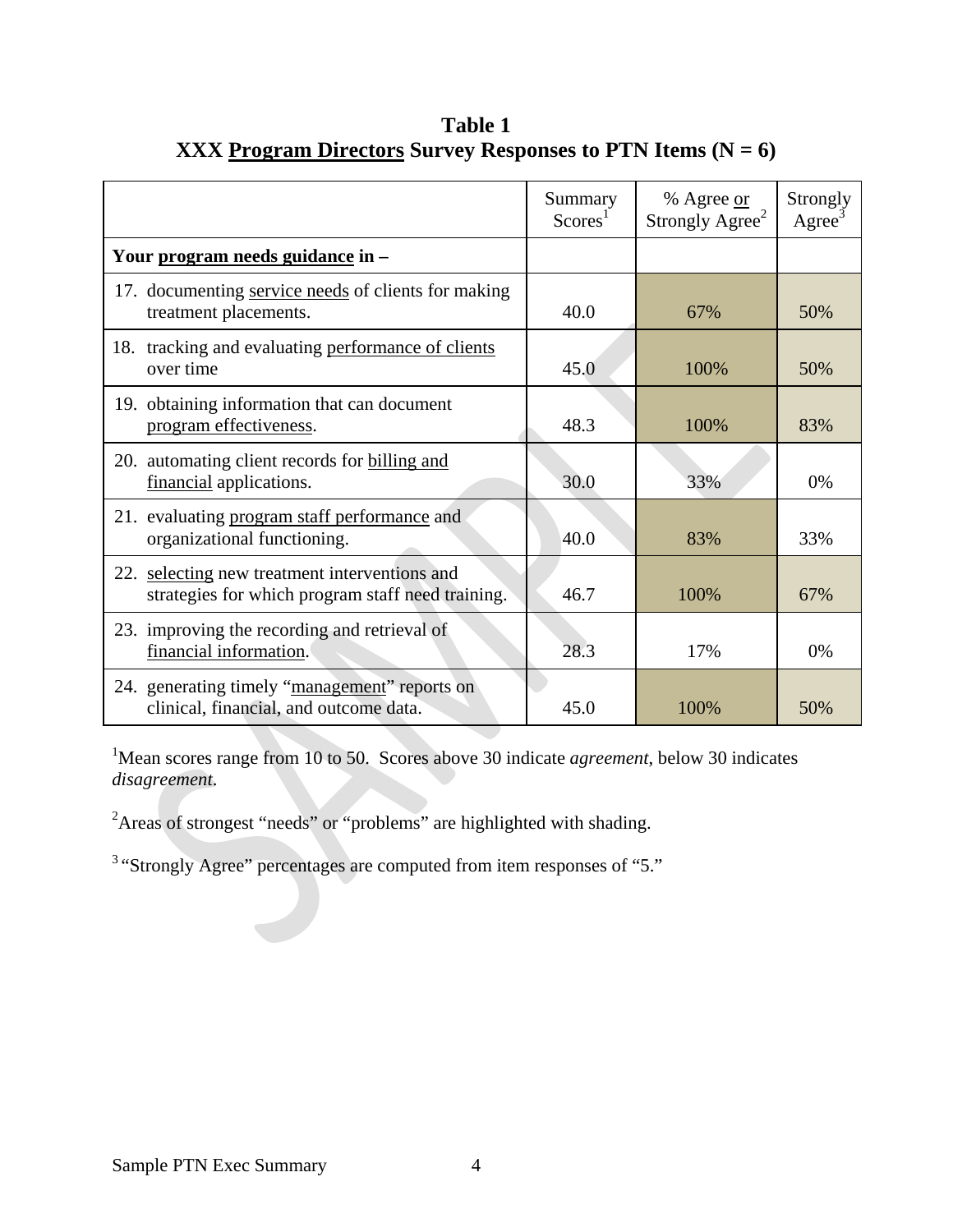**Table 1**
**XXX Program Directors Survey Responses to PTN Items (N = 6)**

| | Summary Scores[1] | % Agree or Strongly Agree[2] | Strongly Agree[3] |
|---|---|---|---|
| **Your program needs guidance in –** | | | |
| 17. documenting service needs of clients for making treatment placements. | 40.0 | 67% | 50% |
| 18. tracking and evaluating performance of clients over time | 45.0 | 100% | 50% |
| 19. obtaining information that can document program effectiveness. | 48.3 | 100% | 83% |
| 20. automating client records for billing and financial applications. | 30.0 | 33% | 0% |
| 21. evaluating program staff performance and organizational functioning. | 40.0 | 83% | 33% |
| 22. selecting new treatment interventions and strategies for which program staff need training. | 46.7 | 100% | 67% |
| 23. improving the recording and retrieval of financial information. | 28.3 | 17% | 0% |
| 24. generating timely "management" reports on clinical, financial, and outcome data. | 45.0 | 100% | 50% |

[1]Mean scores range from 10 to 50. Scores above 30 indicate *agreement*, below 30 indicates *disagreement*.

[2]Areas of strongest "needs" or "problems" are highlighted with shading.

[3] "Strongly Agree" percentages are computed from item responses of "5."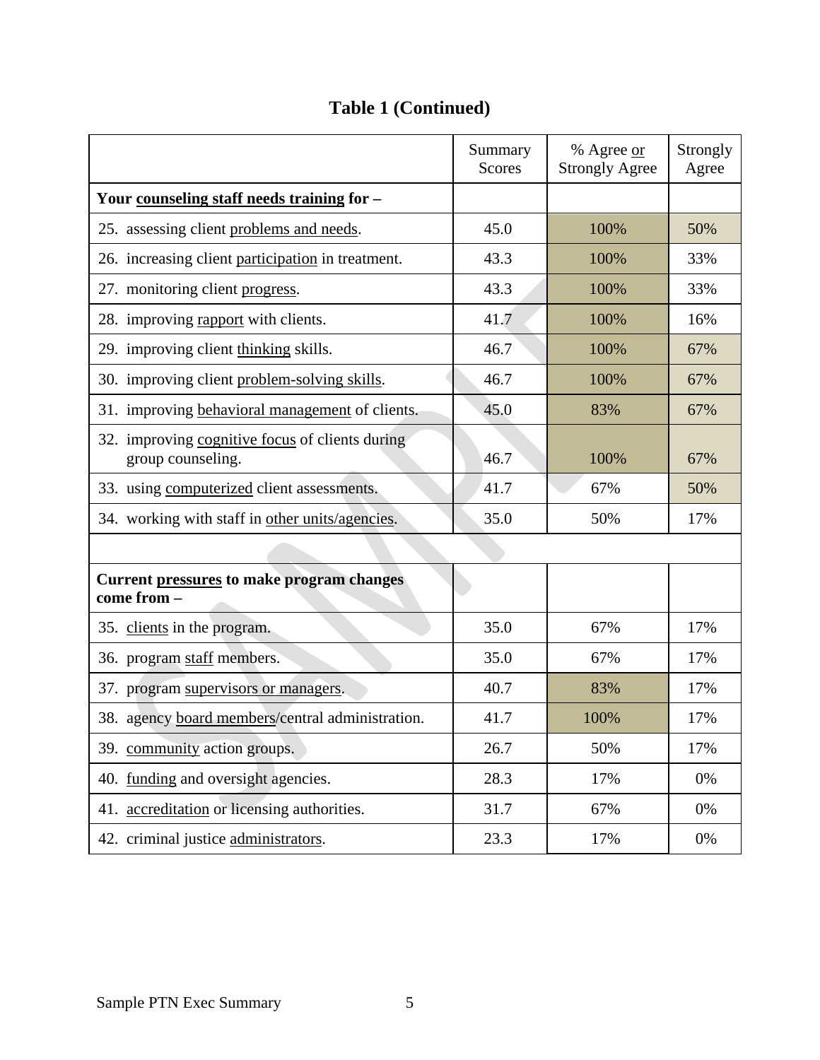## Table 1 (Continued)

| | Summary Scores | % Agree or Strongly Agree | Strongly Agree |
|---|---|---|---|
| **Your counseling staff needs training for –** | | | |
| 25. assessing client problems and needs. | 45.0 | 100% | 50% |
| 26. increasing client participation in treatment. | 43.3 | 100% | 33% |
| 27. monitoring client progress. | 43.3 | 100% | 33% |
| 28. improving rapport with clients. | 41.7 | 100% | 16% |
| 29. improving client thinking skills. | 46.7 | 100% | 67% |
| 30. improving client problem-solving skills. | 46.7 | 100% | 67% |
| 31. improving behavioral management of clients. | 45.0 | 83% | 67% |
| 32. improving cognitive focus of clients during group counseling. | 46.7 | 100% | 67% |
| 33. using computerized client assessments. | 41.7 | 67% | 50% |
| 34. working with staff in other units/agencies. | 35.0 | 50% | 17% |
| | | | |
| **Current pressures to make program changes come from –** | | | |
| 35. clients in the program. | 35.0 | 67% | 17% |
| 36. program staff members. | 35.0 | 67% | 17% |
| 37. program supervisors or managers. | 40.7 | 83% | 17% |
| 38. agency board members/central administration. | 41.7 | 100% | 17% |
| 39. community action groups. | 26.7 | 50% | 17% |
| 40. funding and oversight agencies. | 28.3 | 17% | 0% |
| 41. accreditation or licensing authorities. | 31.7 | 67% | 0% |
| 42. criminal justice administrators. | 23.3 | 17% | 0% |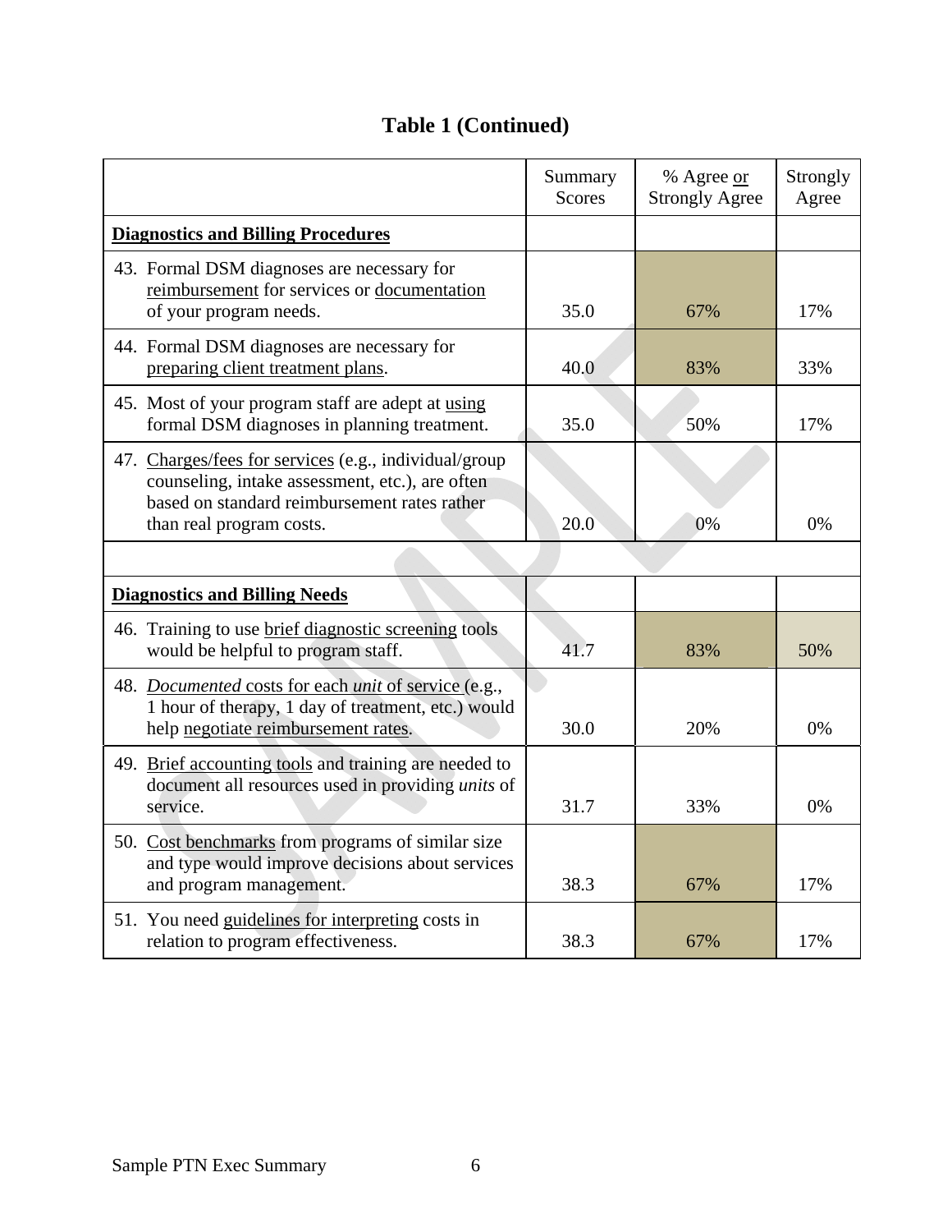## Table 1 (Continued)

| | Summary Scores | % Agree or Strongly Agree | Strongly Agree |
|---|---|---|---|
| **Diagnostics and Billing Procedures** | | | |
| 43. Formal DSM diagnoses are necessary for reimbursement for services or documentation of your program needs. | 35.0 | 67% | 17% |
| 44. Formal DSM diagnoses are necessary for preparing client treatment plans. | 40.0 | 83% | 33% |
| 45. Most of your program staff are adept at using formal DSM diagnoses in planning treatment. | 35.0 | 50% | 17% |
| 47. Charges/fees for services (e.g., individual/group counseling, intake assessment, etc.), are often based on standard reimbursement rates rather than real program costs. | 20.0 | 0% | 0% |
| | | | |
| **Diagnostics and Billing Needs** | | | |
| 46. Training to use brief diagnostic screening tools would be helpful to program staff. | 41.7 | 83% | 50% |
| 48. *Documented* costs for each *unit* of service (e.g., 1 hour of therapy, 1 day of treatment, etc.) would help negotiate reimbursement rates. | 30.0 | 20% | 0% |
| 49. Brief accounting tools and training are needed to document all resources used in providing *units* of service. | 31.7 | 33% | 0% |
| 50. Cost benchmarks from programs of similar size and type would improve decisions about services and program management. | 38.3 | 67% | 17% |
| 51. You need guidelines for interpreting costs in relation to program effectiveness. | 38.3 | 67% | 17% |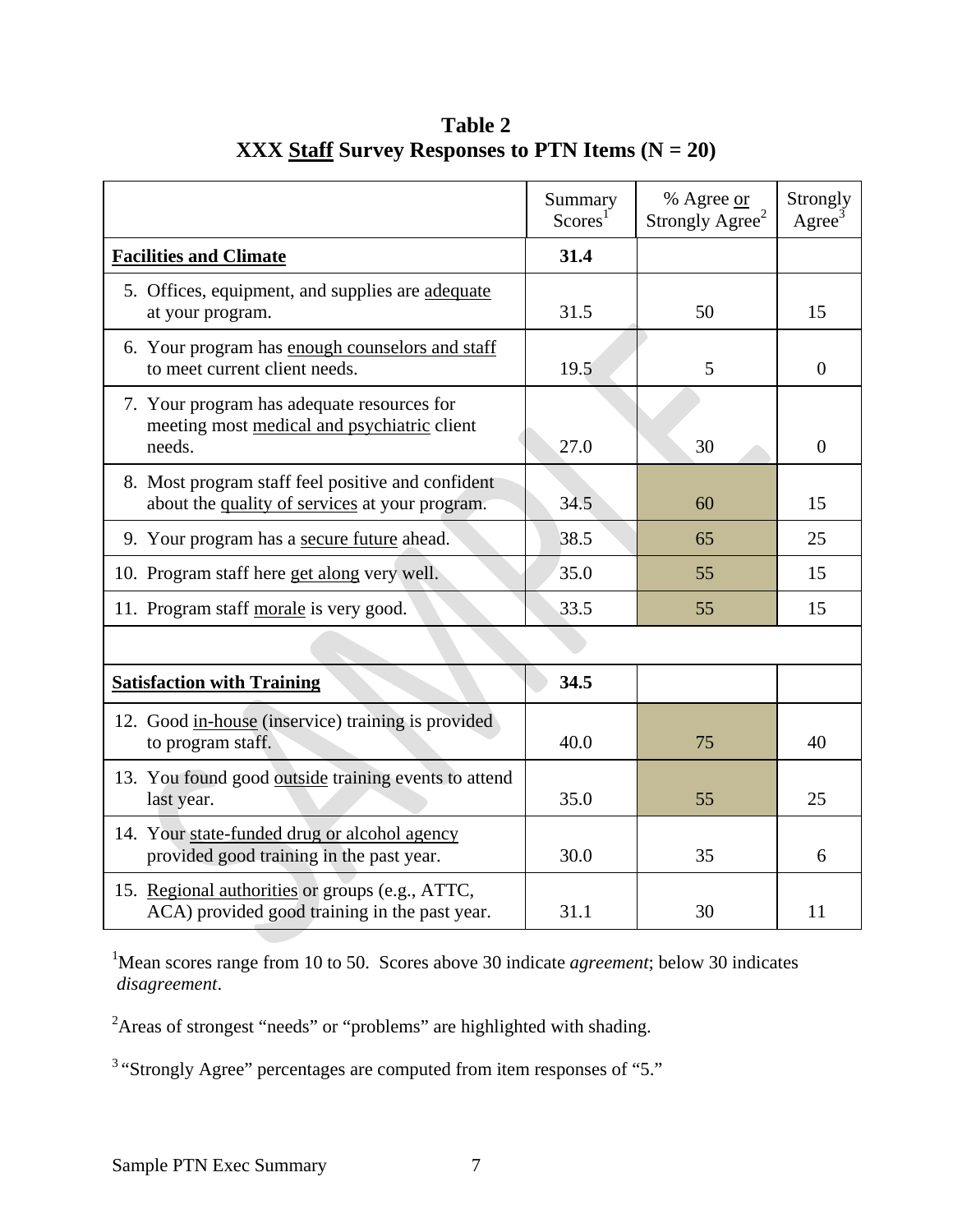**Table 2**
**XXX Staff Survey Responses to PTN Items (N = 20)**

| | Summary Scores[1] | % Agree or Strongly Agree[2] | Strongly Agree[3] |
|---|---|---|---|
| **Facilities and Climate** | **31.4** | | |
| 5. Offices, equipment, and supplies are adequate at your program. | 31.5 | 50 | 15 |
| 6. Your program has enough counselors and staff to meet current client needs. | 19.5 | 5 | 0 |
| 7. Your program has adequate resources for meeting most medical and psychiatric client needs. | 27.0 | 30 | 0 |
| 8. Most program staff feel positive and confident about the quality of services at your program. | 34.5 | 60 | 15 |
| 9. Your program has a secure future ahead. | 38.5 | 65 | 25 |
| 10. Program staff here get along very well. | 35.0 | 55 | 15 |
| 11. Program staff morale is very good. | 33.5 | 55 | 15 |
| | | | |
| **Satisfaction with Training** | **34.5** | | |
| 12. Good in-house (inservice) training is provided to program staff. | 40.0 | 75 | 40 |
| 13. You found good outside training events to attend last year. | 35.0 | 55 | 25 |
| 14. Your state-funded drug or alcohol agency provided good training in the past year. | 30.0 | 35 | 6 |
| 15. Regional authorities or groups (e.g., ATTC, ACA) provided good training in the past year. | 31.1 | 30 | 11 |

[1]Mean scores range from 10 to 50. Scores above 30 indicate *agreement*; below 30 indicates *disagreement*.

[2]Areas of strongest "needs" or "problems" are highlighted with shading.

[3] "Strongly Agree" percentages are computed from item responses of "5."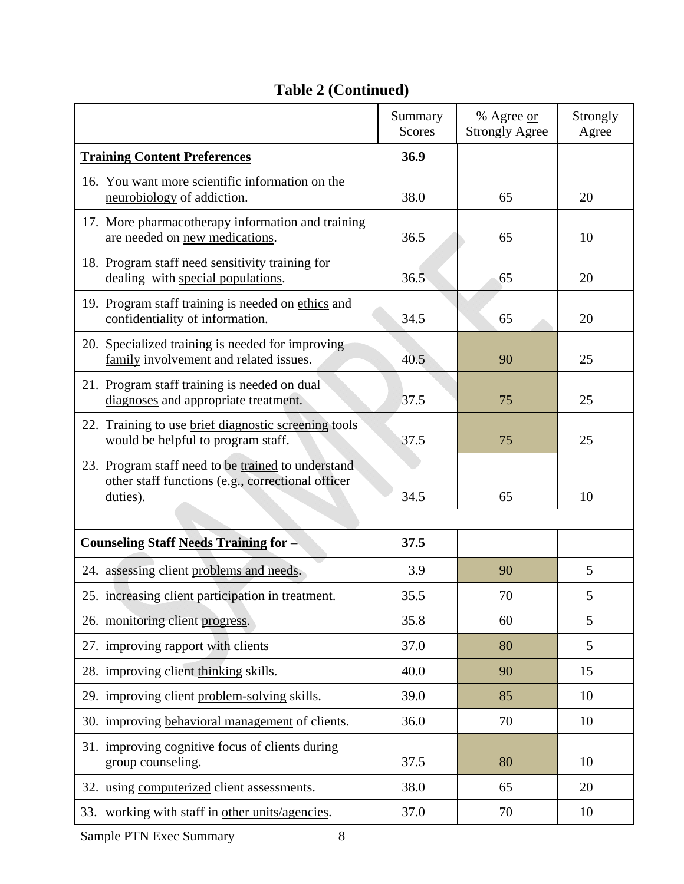## Table 2 (Continued)

| | Summary Scores | % Agree or Strongly Agree | Strongly Agree |
|---|---|---|---|
| **Training Content Preferences** | **36.9** | | |
| 16. You want more scientific information on the neurobiology of addiction. | 38.0 | 65 | 20 |
| 17. More pharmacotherapy information and training are needed on new medications. | 36.5 | 65 | 10 |
| 18. Program staff need sensitivity training for dealing with special populations. | 36.5 | 65 | 20 |
| 19. Program staff training is needed on ethics and confidentiality of information. | 34.5 | 65 | 20 |
| 20. Specialized training is needed for improving family involvement and related issues. | 40.5 | 90 | 25 |
| 21. Program staff training is needed on dual diagnoses and appropriate treatment. | 37.5 | 75 | 25 |
| 22. Training to use brief diagnostic screening tools would be helpful to program staff. | 37.5 | 75 | 25 |
| 23. Program staff need to be trained to understand other staff functions (e.g., correctional officer duties). | 34.5 | 65 | 10 |
| | | | |
| **Counseling Staff Needs Training for –** | **37.5** | | |
| 24. assessing client problems and needs. | 3.9 | 90 | 5 |
| 25. increasing client participation in treatment. | 35.5 | 70 | 5 |
| 26. monitoring client progress. | 35.8 | 60 | 5 |
| 27. improving rapport with clients | 37.0 | 80 | 5 |
| 28. improving client thinking skills. | 40.0 | 90 | 15 |
| 29. improving client problem-solving skills. | 39.0 | 85 | 10 |
| 30. improving behavioral management of clients. | 36.0 | 70 | 10 |
| 31. improving cognitive focus of clients during group counseling. | 37.5 | 80 | 10 |
| 32. using computerized client assessments. | 38.0 | 65 | 20 |
| 33. working with staff in other units/agencies. | 37.0 | 70 | 10 |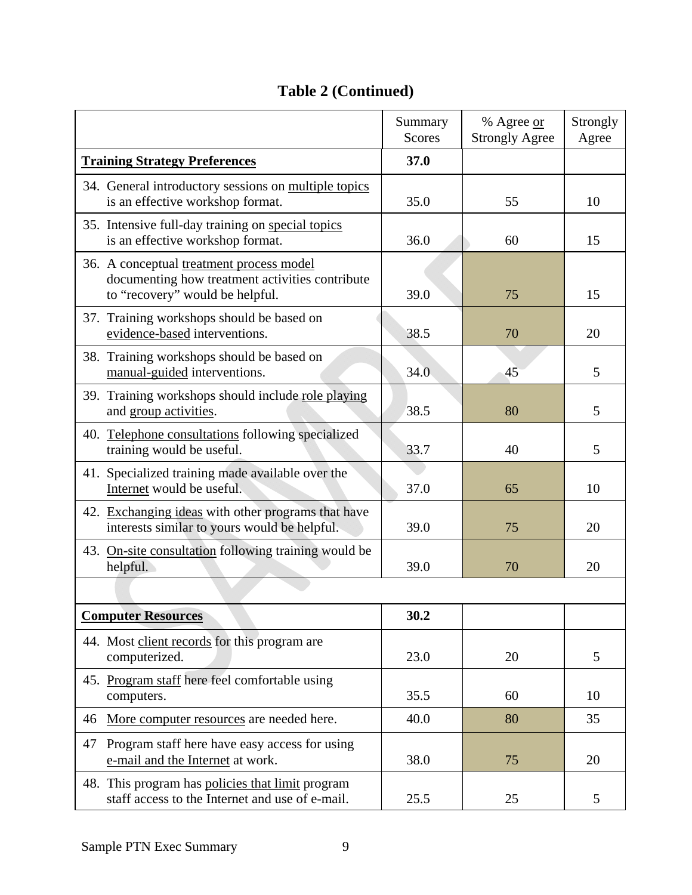## Table 2 (Continued)

| | Summary Scores | % Agree or Strongly Agree | Strongly Agree |
|---|---|---|---|
| **Training Strategy Preferences** | **37.0** | | |
| 34. General introductory sessions on multiple topics is an effective workshop format. | 35.0 | 55 | 10 |
| 35. Intensive full-day training on special topics is an effective workshop format. | 36.0 | 60 | 15 |
| 36. A conceptual treatment process model documenting how treatment activities contribute to "recovery" would be helpful. | 39.0 | 75 | 15 |
| 37. Training workshops should be based on evidence-based interventions. | 38.5 | 70 | 20 |
| 38. Training workshops should be based on manual-guided interventions. | 34.0 | 45 | 5 |
| 39. Training workshops should include role playing and group activities. | 38.5 | 80 | 5 |
| 40. Telephone consultations following specialized training would be useful. | 33.7 | 40 | 5 |
| 41. Specialized training made available over the Internet would be useful. | 37.0 | 65 | 10 |
| 42. Exchanging ideas with other programs that have interests similar to yours would be helpful. | 39.0 | 75 | 20 |
| 43. On-site consultation following training would be helpful. | 39.0 | 70 | 20 |
| | | | |
| **Computer Resources** | **30.2** | | |
| 44. Most client records for this program are computerized. | 23.0 | 20 | 5 |
| 45. Program staff here feel comfortable using computers. | 35.5 | 60 | 10 |
| 46 More computer resources are needed here. | 40.0 | 80 | 35 |
| 47 Program staff here have easy access for using e-mail and the Internet at work. | 38.0 | 75 | 20 |
| 48. This program has policies that limit program staff access to the Internet and use of e-mail. | 25.5 | 25 | 5 |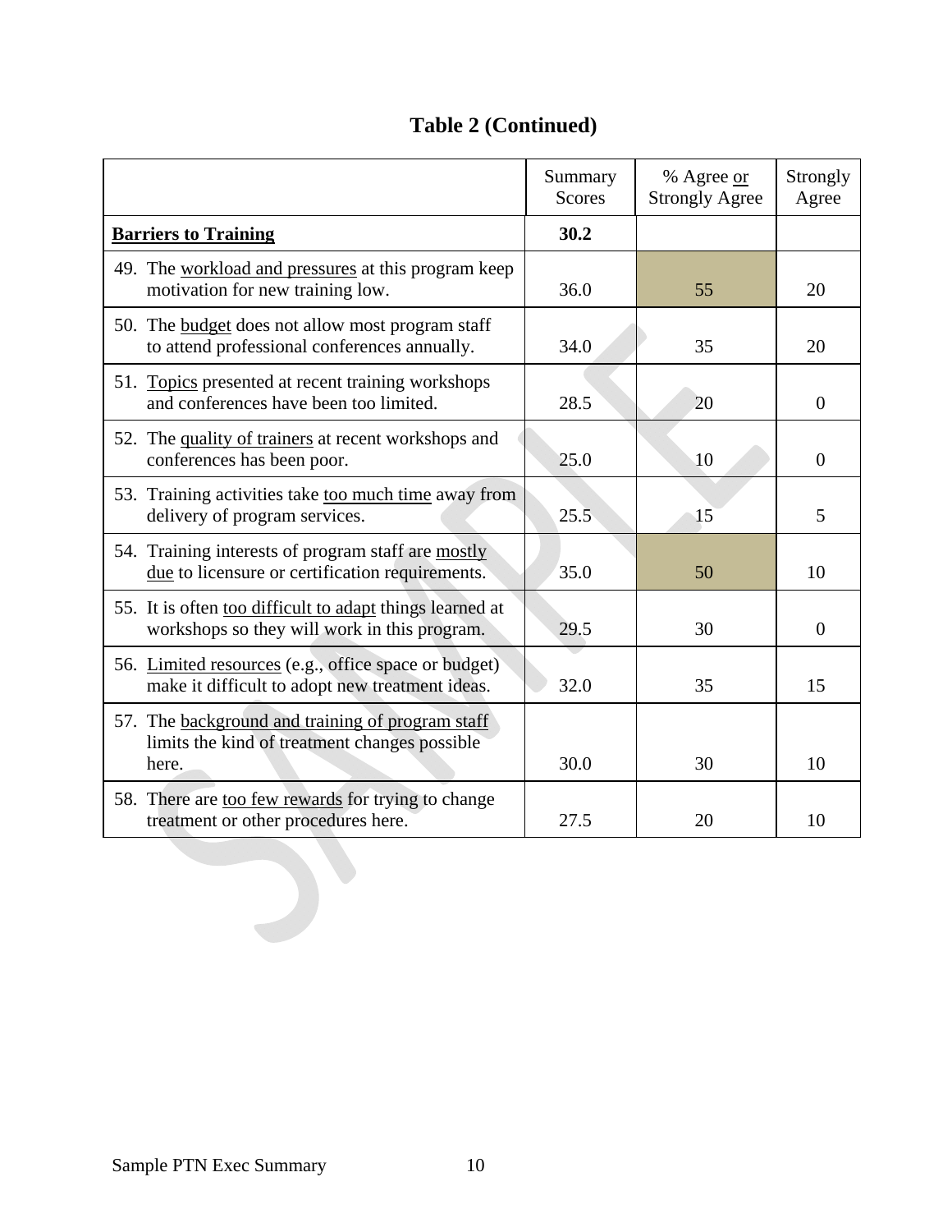## Table 2 (Continued)

| | Summary Scores | % Agree or Strongly Agree | Strongly Agree |
|---|---|---|---|
| **Barriers to Training** | **30.2** | | |
| 49. The workload and pressures at this program keep motivation for new training low. | 36.0 | 55 | 20 |
| 50. The budget does not allow most program staff to attend professional conferences annually. | 34.0 | 35 | 20 |
| 51. Topics presented at recent training workshops and conferences have been too limited. | 28.5 | 20 | 0 |
| 52. The quality of trainers at recent workshops and conferences has been poor. | 25.0 | 10 | 0 |
| 53. Training activities take too much time away from delivery of program services. | 25.5 | 15 | 5 |
| 54. Training interests of program staff are mostly due to licensure or certification requirements. | 35.0 | 50 | 10 |
| 55. It is often too difficult to adapt things learned at workshops so they will work in this program. | 29.5 | 30 | 0 |
| 56. Limited resources (e.g., office space or budget) make it difficult to adopt new treatment ideas. | 32.0 | 35 | 15 |
| 57. The background and training of program staff limits the kind of treatment changes possible here. | 30.0 | 30 | 10 |
| 58. There are too few rewards for trying to change treatment or other procedures here. | 27.5 | 20 | 10 |